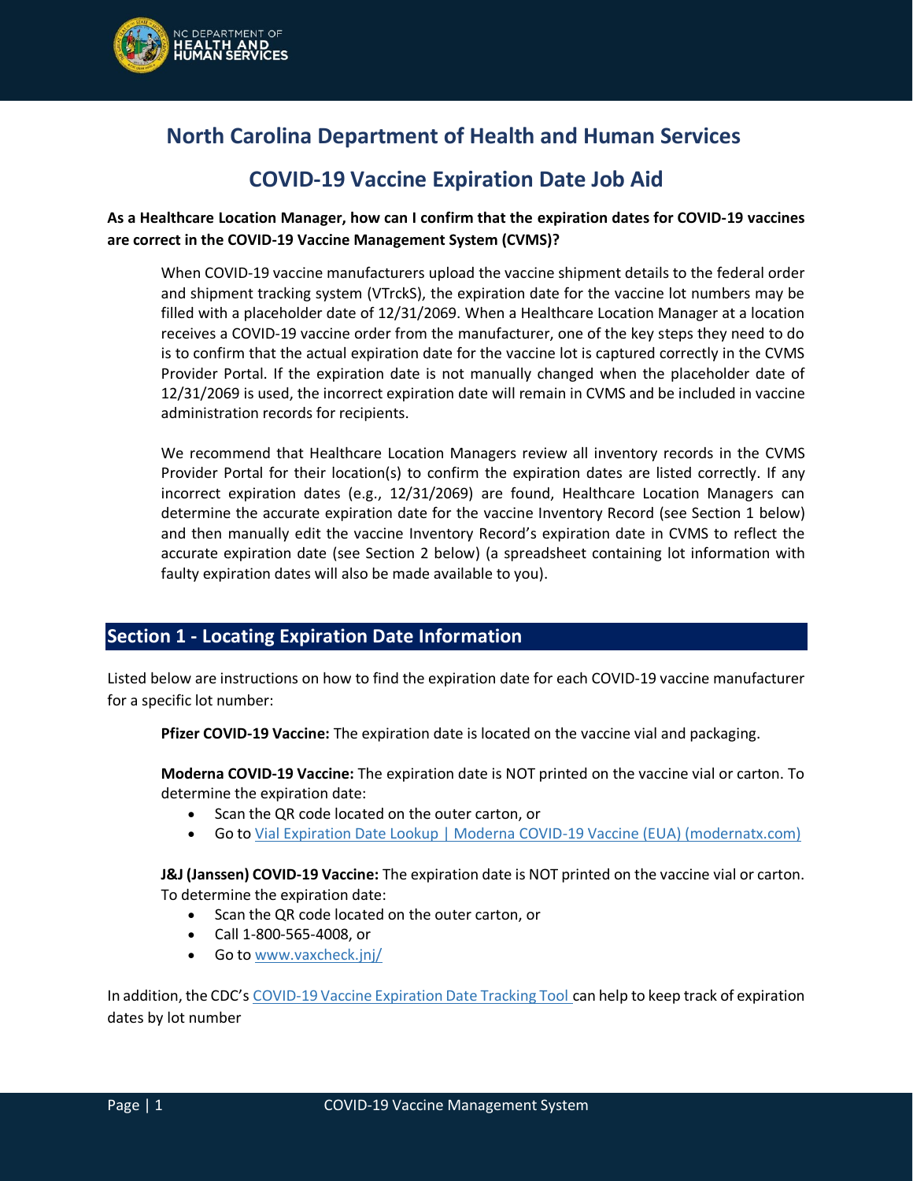# North Carolina Department of Health and Human Services

## COVID-19 Vaccine Expiration Date Job Aid

**As a Healthcare Location Manager, how can I confirm that the expiration dates for COVID-19 vaccines are correct in the COVID-19 Vaccine Management System (CVMS)?**

When COVID-19 vaccine manufacturers upload the vaccine shipment details to the federal order and shipment tracking system (VTrckS), the expiration date for the vaccine lot numbers may be filled with a placeholder date of 12/31/2069. When a Healthcare Location Manager at a location receives a COVID-19 vaccine order from the manufacturer, one of the key steps they need to do is to confirm that the actual expiration date for the vaccine lot is captured correctly in the CVMS Provider Portal. If the expiration date is not manually changed when the placeholder date of 12/31/2069 is used, the incorrect expiration date will remain in CVMS and be included in vaccine administration records for recipients.

We recommend that Healthcare Location Managers review all inventory records in the CVMS Provider Portal for their location(s) to confirm the expiration dates are listed correctly. If any incorrect expiration dates (e.g., 12/31/2069) are found, Healthcare Location Managers can determine the accurate expiration date for the vaccine Inventory Record (see Section 1 below) and then manually edit the vaccine Inventory Record's expiration date in CVMS to reflect the accurate expiration date (see Section 2 below) (a spreadsheet containing lot information with faulty expiration dates will also be made available to you).

## Section 1 - Locating Expiration Date Information

Listed below are instructions on how to find the expiration date for each COVID-19 vaccine manufacturer for a specific lot number:

**Pfizer COVID-19 Vaccine:** The expiration date is located on the vaccine vial and packaging.

**Moderna COVID-19 Vaccine:** The expiration date is NOT printed on the vaccine vial or carton. To determine the expiration date:

- Scan the QR code located on the outer carton, or
- Go to Vial Expiration Date Lookup | Moderna COVID-19 Vaccine (EUA) (modernatx.com)

**J&J (Janssen) COVID-19 Vaccine:** The expiration date is NOT printed on the vaccine vial or carton. To determine the expiration date:

- Scan the QR code located on the outer carton, or
- Call 1-800-565-4008, or
- Go to www.vaxcheck.jnj/

In addition, the CDC's COVID-19 Vaccine Expiration Date Tracking Tool can help to keep track of expiration dates by lot number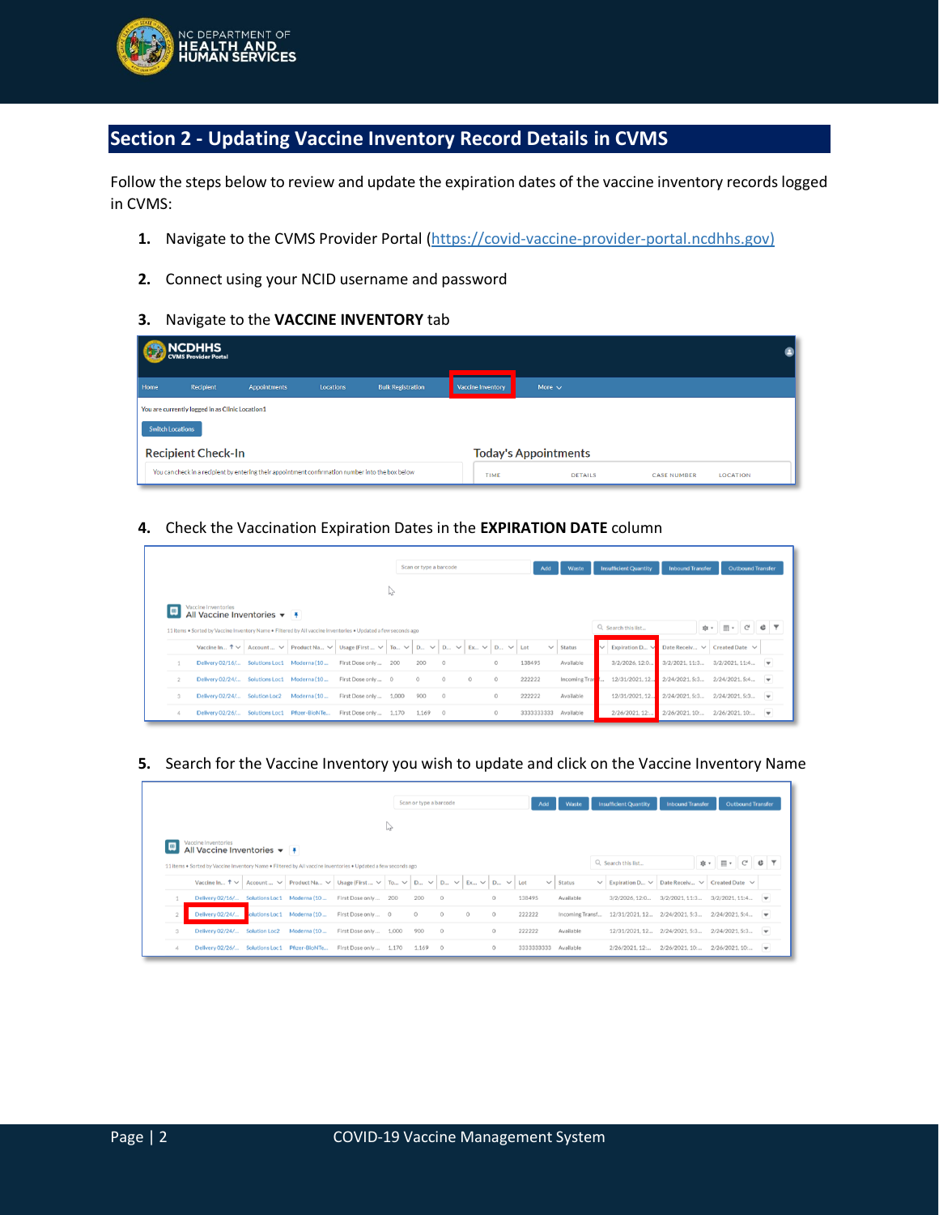## Section 2 - Updating Vaccine Inventory Record Details in CVMS

Follow the steps below to review and update the expiration dates of the vaccine inventory records logged in CVMS:

1. Navigate to the CVMS Provider Portal (https://covid-vaccine-provider-portal.ncdhhs.gov)
2. Connect using your NCID username and password
3. Navigate to the **VACCINE INVENTORY** tab
4. Check the Vaccination Expiration Dates in the **EXPIRATION DATE** column
5. Search for the Vaccine Inventory you wish to update and click on the Vaccine Inventory Name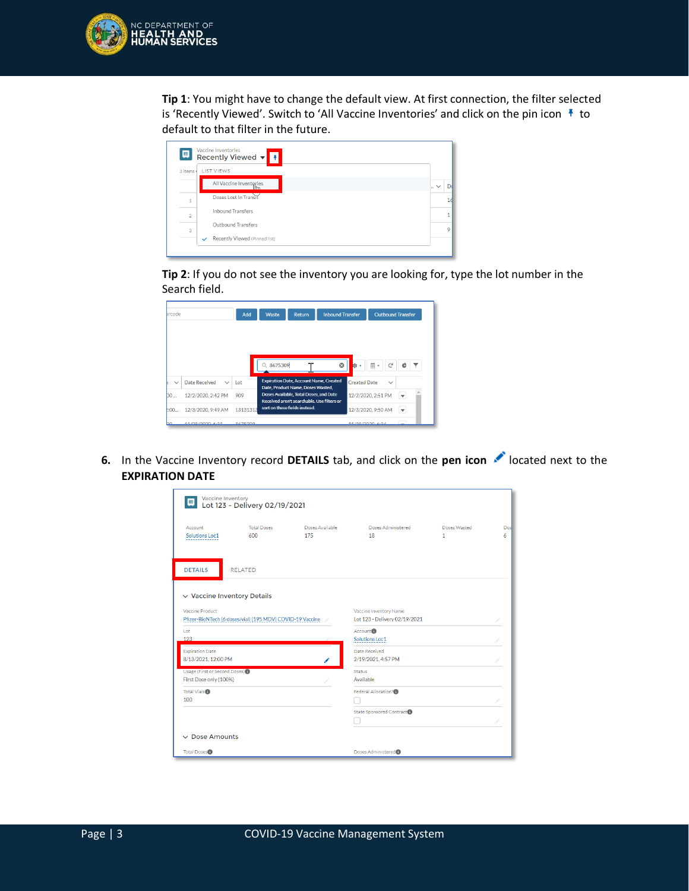**Tip 1**: You might have to change the default view. At first connection, the filter selected is 'Recently Viewed'. Switch to 'All Vaccine Inventories' and click on the pin icon to default to that filter in the future.

**Tip 2**: If you do not see the inventory you are looking for, type the lot number in the Search field.

6. In the Vaccine Inventory record **DETAILS** tab, and click on the **pen icon** located next to the **EXPIRATION DATE**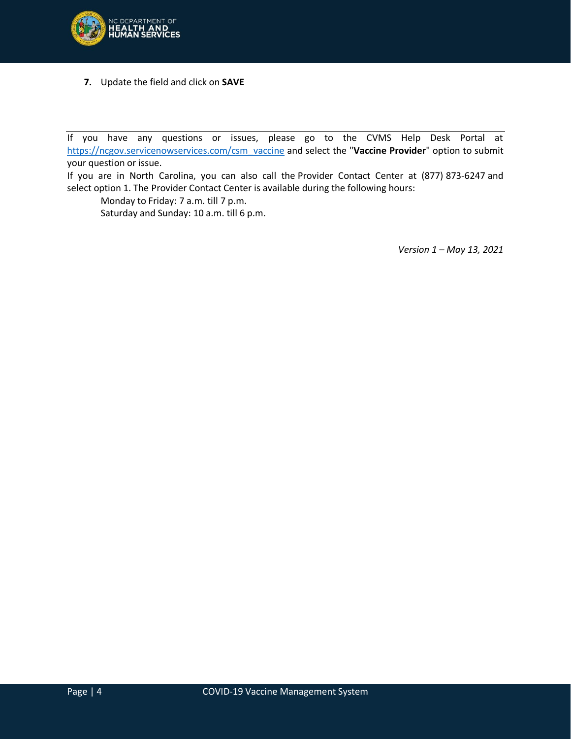7. Update the field and click on **SAVE**

---

If you have any questions or issues, please go to the CVMS Help Desk Portal at [https://ncgov.servicenowservices.com/csm_vaccine](https://ncgov.servicenowservices.com/csm_vaccine) and select the "**Vaccine Provider**" option to submit your question or issue.

If you are in North Carolina, you can also call the Provider Contact Center at (877) 873-6247 and select option 1. The Provider Contact Center is available during the following hours:

Monday to Friday: 7 a.m. till 7 p.m.
Saturday and Sunday: 10 a.m. till 6 p.m.

*Version 1 – May 13, 2021*